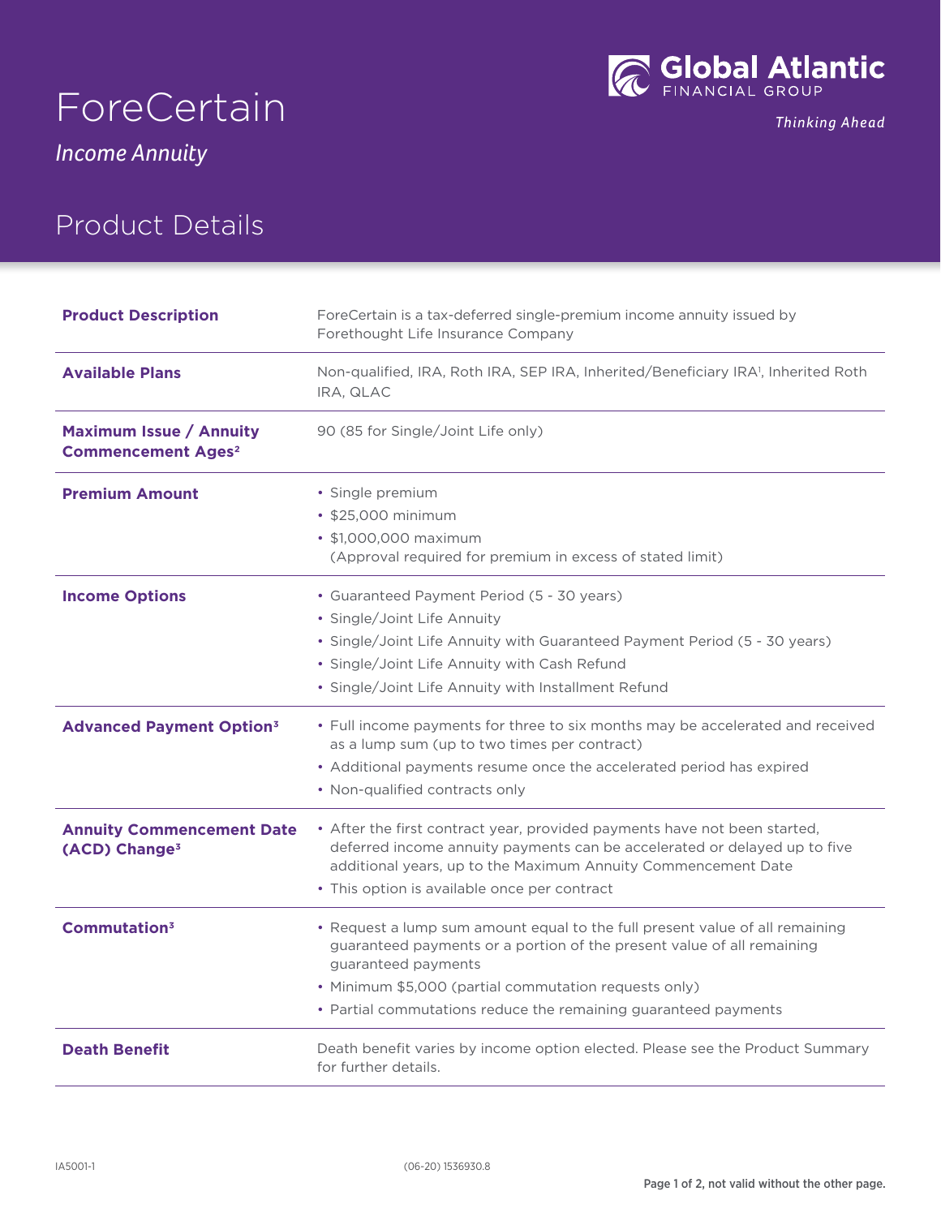# ForeCertain

*Income Annuity*

Global Atlantic FINANCIAL GROUP

*Thinking Ahead*

## Product Details

| | |
|---|---|
| **Product Description** | ForeCertain is a tax-deferred single-premium income annuity issued by Forethought Life Insurance Company |
| **Available Plans** | Non-qualified, IRA, Roth IRA, SEP IRA, Inherited/Beneficiary IRA[1], Inherited Roth IRA, QLAC |
| **Maximum Issue / Annuity Commencement Ages[2]** | 90 (85 for Single/Joint Life only) |
| **Premium Amount** | • Single premium<br>• $25,000 minimum<br>• $1,000,000 maximum (Approval required for premium in excess of stated limit) |
| **Income Options** | • Guaranteed Payment Period (5 - 30 years)<br>• Single/Joint Life Annuity<br>• Single/Joint Life Annuity with Guaranteed Payment Period (5 - 30 years)<br>• Single/Joint Life Annuity with Cash Refund<br>• Single/Joint Life Annuity with Installment Refund |
| **Advanced Payment Option[3]** | • Full income payments for three to six months may be accelerated and received as a lump sum (up to two times per contract)<br>• Additional payments resume once the accelerated period has expired<br>• Non-qualified contracts only |
| **Annuity Commencement Date (ACD) Change[3]** | • After the first contract year, provided payments have not been started, deferred income annuity payments can be accelerated or delayed up to five additional years, up to the Maximum Annuity Commencement Date<br>• This option is available once per contract |
| **Commutation[3]** | • Request a lump sum amount equal to the full present value of all remaining guaranteed payments or a portion of the present value of all remaining guaranteed payments<br>• Minimum $5,000 (partial commutation requests only)<br>• Partial commutations reduce the remaining guaranteed payments |
| **Death Benefit** | Death benefit varies by income option elected. Please see the Product Summary for further details. |

IA5001-1 (06-20) 1536930.8

Page 1 of 2, not valid without the other page.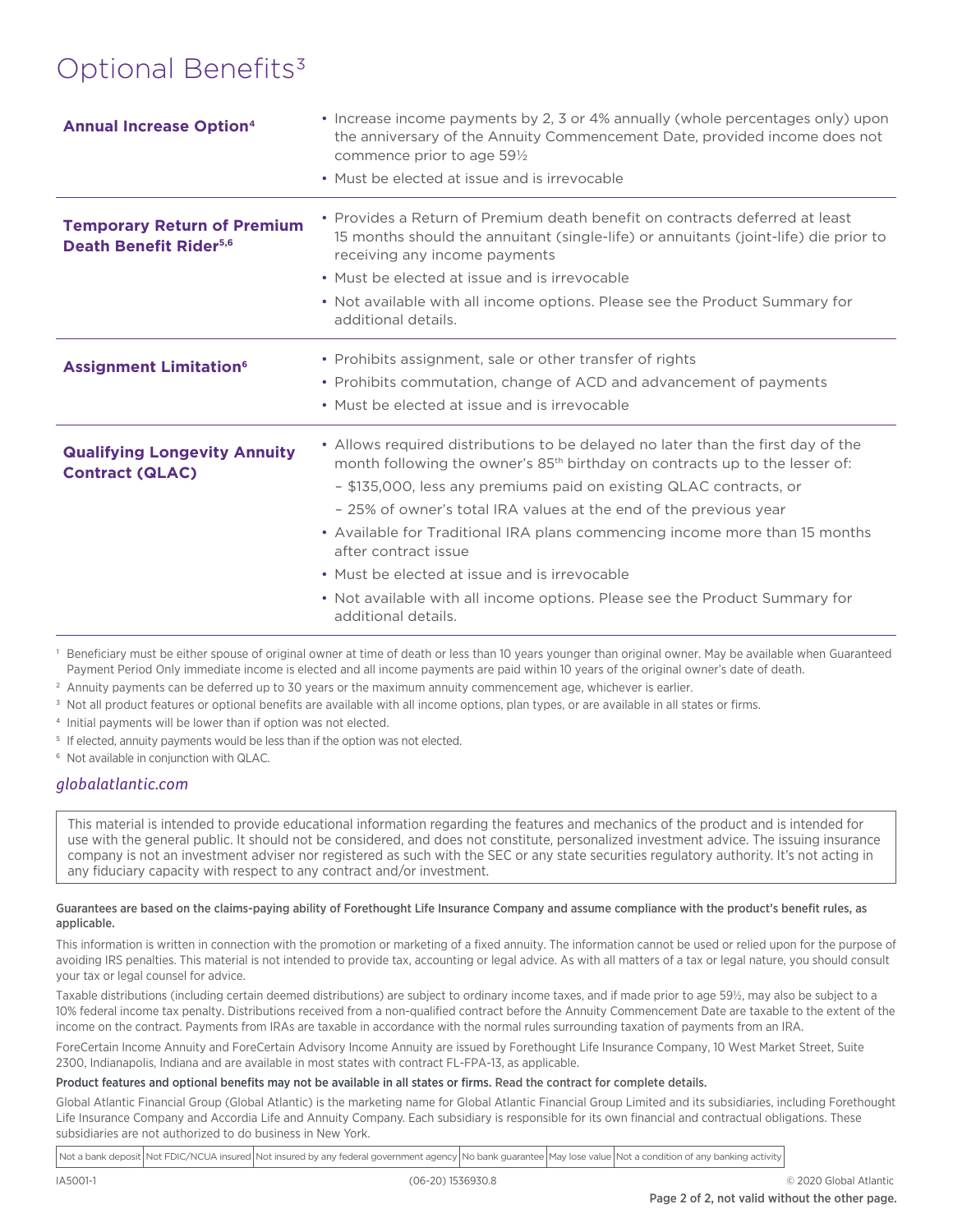# Optional Benefits[3]

| | |
|---|---|
| **Annual Increase Option[4]** | • Increase income payments by 2, 3 or 4% annually (whole percentages only) upon the anniversary of the Annuity Commencement Date, provided income does not commence prior to age 59½<br>• Must be elected at issue and is irrevocable |
| **Temporary Return of Premium Death Benefit Rider[5,6]** | • Provides a Return of Premium death benefit on contracts deferred at least 15 months should the annuitant (single-life) or annuitants (joint-life) die prior to receiving any income payments<br>• Must be elected at issue and is irrevocable<br>• Not available with all income options. Please see the Product Summary for additional details. |
| **Assignment Limitation[6]** | • Prohibits assignment, sale or other transfer of rights<br>• Prohibits commutation, change of ACD and advancement of payments<br>• Must be elected at issue and is irrevocable |
| **Qualifying Longevity Annuity Contract (QLAC)** | • Allows required distributions to be delayed no later than the first day of the month following the owner's 85th birthday on contracts up to the lesser of:<br>– $135,000, less any premiums paid on existing QLAC contracts, or<br>– 25% of owner's total IRA values at the end of the previous year<br>• Available for Traditional IRA plans commencing income more than 15 months after contract issue<br>• Must be elected at issue and is irrevocable<br>• Not available with all income options. Please see the Product Summary for additional details. |

[1] Beneficiary must be either spouse of original owner at time of death or less than 10 years younger than original owner. May be available when Guaranteed Payment Period Only immediate income is elected and all income payments are paid within 10 years of the original owner's date of death.

[2] Annuity payments can be deferred up to 30 years or the maximum annuity commencement age, whichever is earlier.

[3] Not all product features or optional benefits are available with all income options, plan types, or are available in all states or firms.

[4] Initial payments will be lower than if option was not elected.

[5] If elected, annuity payments would be less than if the option was not elected.

[6] Not available in conjunction with QLAC.

*globalatlantic.com*

This material is intended to provide educational information regarding the features and mechanics of the product and is intended for use with the general public. It should not be considered, and does not constitute, personalized investment advice. The issuing insurance company is not an investment adviser nor registered as such with the SEC or any state securities regulatory authority. It's not acting in any fiduciary capacity with respect to any contract and/or investment.

**Guarantees are based on the claims-paying ability of Forethought Life Insurance Company and assume compliance with the product's benefit rules, as applicable.**

This information is written in connection with the promotion or marketing of a fixed annuity. The information cannot be used or relied upon for the purpose of avoiding IRS penalties. This material is not intended to provide tax, accounting or legal advice. As with all matters of a tax or legal nature, you should consult your tax or legal counsel for advice.

Taxable distributions (including certain deemed distributions) are subject to ordinary income taxes, and if made prior to age 59½, may also be subject to a 10% federal income tax penalty. Distributions received from a non-qualified contract before the Annuity Commencement Date are taxable to the extent of the income on the contract. Payments from IRAs are taxable in accordance with the normal rules surrounding taxation of payments from an IRA.

ForeCertain Income Annuity and ForeCertain Advisory Income Annuity are issued by Forethought Life Insurance Company, 10 West Market Street, Suite 2300, Indianapolis, Indiana and are available in most states with contract FL-FPA-13, as applicable.

**Product features and optional benefits may not be available in all states or firms. Read the contract for complete details.**

Global Atlantic Financial Group (Global Atlantic) is the marketing name for Global Atlantic Financial Group Limited and its subsidiaries, including Forethought Life Insurance Company and Accordia Life and Annuity Company. Each subsidiary is responsible for its own financial and contractual obligations. These subsidiaries are not authorized to do business in New York.

| Not a bank deposit | Not FDIC/NCUA insured | Not insured by any federal government agency | No bank guarantee | May lose value | Not a condition of any banking activity |
|---|---|---|---|---|---|

IA5001-1 (06-20) 1536930.8 © 2020 Global Atlantic

**Not valid without the other page.**